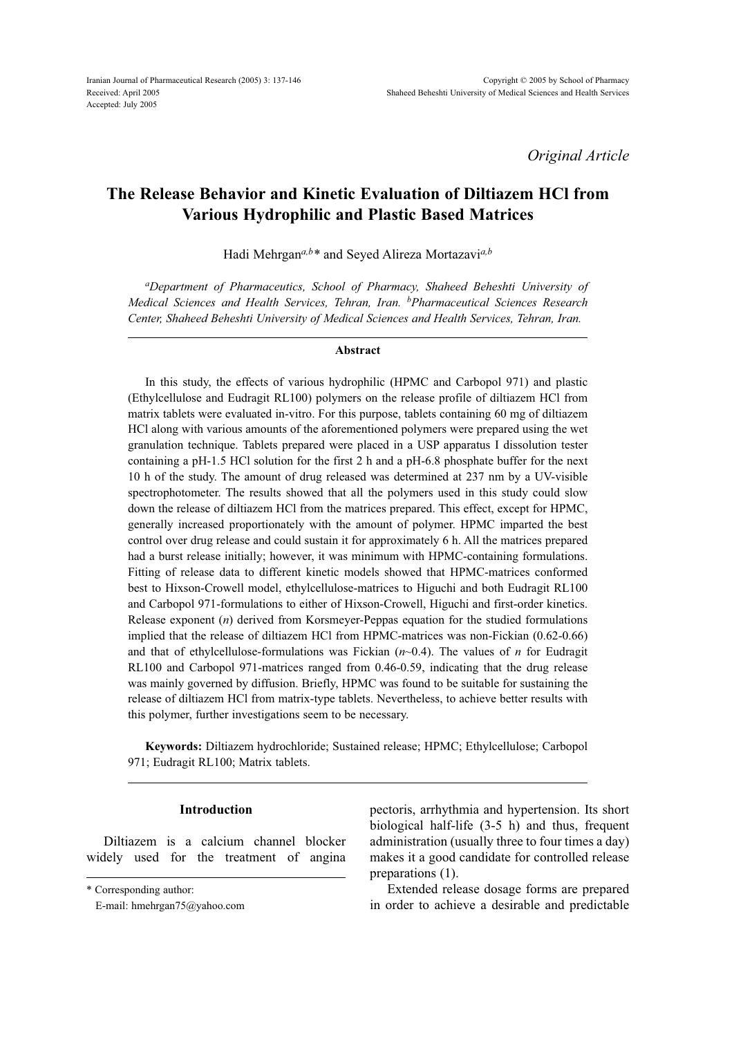*Original Article*

# The Release Behavior and Kinetic Evaluation of Diltiazem HCl from Various Hydrophilic and Plastic Based Matrices

Hadi Mehrgan[a,b]* and Seyed Alireza Mortazavi[a,b]

[a]*Department of Pharmaceutics, School of Pharmacy, Shaheed Beheshti University of Medical Sciences and Health Services, Tehran, Iran.* [b]*Pharmaceutical Sciences Research Center, Shaheed Beheshti University of Medical Sciences and Health Services, Tehran, Iran.*

## Abstract

In this study, the effects of various hydrophilic (HPMC and Carbopol 971) and plastic (Ethylcellulose and Eudragit RL100) polymers on the release profile of diltiazem HCl from matrix tablets were evaluated in-vitro. For this purpose, tablets containing 60 mg of diltiazem HCl along with various amounts of the aforementioned polymers were prepared using the wet granulation technique. Tablets prepared were placed in a USP apparatus I dissolution tester containing a pH-1.5 HCl solution for the first 2 h and a pH-6.8 phosphate buffer for the next 10 h of the study. The amount of drug released was determined at 237 nm by a UV-visible spectrophotometer. The results showed that all the polymers used in this study could slow down the release of diltiazem HCl from the matrices prepared. This effect, except for HPMC, generally increased proportionately with the amount of polymer. HPMC imparted the best control over drug release and could sustain it for approximately 6 h. All the matrices prepared had a burst release initially; however, it was minimum with HPMC-containing formulations. Fitting of release data to different kinetic models showed that HPMC-matrices conformed best to Hixson-Crowell model, ethylcellulose-matrices to Higuchi and both Eudragit RL100 and Carbopol 971-formulations to either of Hixson-Crowell, Higuchi and first-order kinetics. Release exponent (*n*) derived from Korsmeyer-Peppas equation for the studied formulations implied that the release of diltiazem HCl from HPMC-matrices was non-Fickian (0.62-0.66) and that of ethylcellulose-formulations was Fickian ($n$~0.4). The values of *n* for Eudragit RL100 and Carbopol 971-matrices ranged from 0.46-0.59, indicating that the drug release was mainly governed by diffusion. Briefly, HPMC was found to be suitable for sustaining the release of diltiazem HCl from matrix-type tablets. Nevertheless, to achieve better results with this polymer, further investigations seem to be necessary.

**Keywords:** Diltiazem hydrochloride; Sustained release; HPMC; Ethylcellulose; Carbopol 971; Eudragit RL100; Matrix tablets.

## Introduction

Diltiazem is a calcium channel blocker widely used for the treatment of angina pectoris, arrhythmia and hypertension. Its short biological half-life (3-5 h) and thus, frequent administration (usually three to four times a day) makes it a good candidate for controlled release preparations (1).

Extended release dosage forms are prepared in order to achieve a desirable and predictable

\* Corresponding author:
E-mail: hmehrgan75@yahoo.com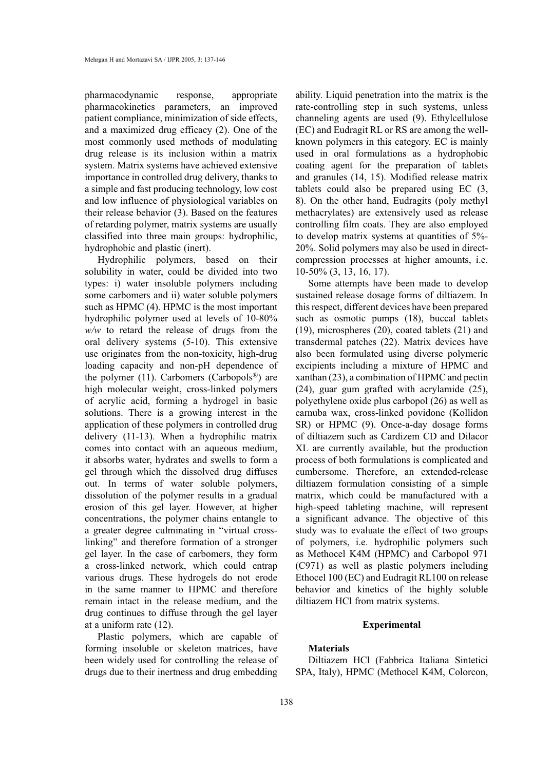pharmacodynamic response, appropriate pharmacokinetics parameters, an improved patient compliance, minimization of side effects, and a maximized drug efficacy (2). One of the most commonly used methods of modulating drug release is its inclusion within a matrix system. Matrix systems have achieved extensive importance in controlled drug delivery, thanks to a simple and fast producing technology, low cost and low influence of physiological variables on their release behavior (3). Based on the features of retarding polymer, matrix systems are usually classified into three main groups: hydrophilic, hydrophobic and plastic (inert).

Hydrophilic polymers, based on their solubility in water, could be divided into two types: i) water insoluble polymers including some carbomers and ii) water soluble polymers such as HPMC (4). HPMC is the most important hydrophilic polymer used at levels of 10-80% *w/w* to retard the release of drugs from the oral delivery systems (5-10). This extensive use originates from the non-toxicity, high-drug loading capacity and non-pH dependence of the polymer (11). Carbomers (Carbopols®) are high molecular weight, cross-linked polymers of acrylic acid, forming a hydrogel in basic solutions. There is a growing interest in the application of these polymers in controlled drug delivery (11-13). When a hydrophilic matrix comes into contact with an aqueous medium, it absorbs water, hydrates and swells to form a gel through which the dissolved drug diffuses out. In terms of water soluble polymers, dissolution of the polymer results in a gradual erosion of this gel layer. However, at higher concentrations, the polymer chains entangle to a greater degree culminating in "virtual cross-linking" and therefore formation of a stronger gel layer. In the case of carbomers, they form a cross-linked network, which could entrap various drugs. These hydrogels do not erode in the same manner to HPMC and therefore remain intact in the release medium, and the drug continues to diffuse through the gel layer at a uniform rate (12).

Plastic polymers, which are capable of forming insoluble or skeleton matrices, have been widely used for controlling the release of drugs due to their inertness and drug embedding ability. Liquid penetration into the matrix is the rate-controlling step in such systems, unless channeling agents are used (9). Ethylcellulose (EC) and Eudragit RL or RS are among the well-known polymers in this category. EC is mainly used in oral formulations as a hydrophobic coating agent for the preparation of tablets and granules (14, 15). Modified release matrix tablets could also be prepared using EC (3, 8). On the other hand, Eudragits (poly methyl methacrylates) are extensively used as release controlling film coats. They are also employed to develop matrix systems at quantities of 5%-20%. Solid polymers may also be used in direct-compression processes at higher amounts, i.e. 10-50% (3, 13, 16, 17).

Some attempts have been made to develop sustained release dosage forms of diltiazem. In this respect, different devices have been prepared such as osmotic pumps (18), buccal tablets (19), microspheres (20), coated tablets (21) and transdermal patches (22). Matrix devices have also been formulated using diverse polymeric excipients including a mixture of HPMC and xanthan (23), a combination of HPMC and pectin (24), guar gum grafted with acrylamide (25), polyethylene oxide plus carbopol (26) as well as carnuba wax, cross-linked povidone (Kollidon SR) or HPMC (9). Once-a-day dosage forms of diltiazem such as Cardizem CD and Dilacor XL are currently available, but the production process of both formulations is complicated and cumbersome. Therefore, an extended-release diltiazem formulation consisting of a simple matrix, which could be manufactured with a high-speed tableting machine, will represent a significant advance. The objective of this study was to evaluate the effect of two groups of polymers, i.e. hydrophilic polymers such as Methocel K4M (HPMC) and Carbopol 971 (C971) as well as plastic polymers including Ethocel 100 (EC) and Eudragit RL100 on release behavior and kinetics of the highly soluble diltiazem HCl from matrix systems.

## Experimental

### Materials

Diltiazem HCl (Fabbrica Italiana Sintetici SPA, Italy), HPMC (Methocel K4M, Colorcon,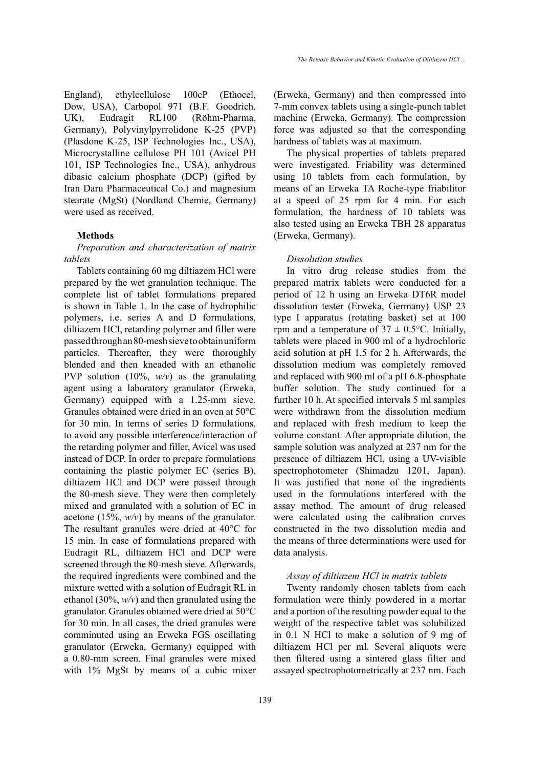England), ethylcellulose 100cP (Ethocel, Dow, USA), Carbopol 971 (B.F. Goodrich, UK), Eudragit RL100 (Röhm-Pharma, Germany), Polyvinylpyrrolidone K-25 (PVP) (Plasdone K-25, ISP Technologies Inc., USA), Microcrystalline cellulose PH 101 (Avicel PH 101, ISP Technologies Inc., USA), anhydrous dibasic calcium phosphate (DCP) (gifted by Iran Daru Pharmaceutical Co.) and magnesium stearate (MgSt) (Nordland Chemie, Germany) were used as received.

**Methods**

*Preparation and characterization of matrix tablets*

Tablets containing 60 mg diltiazem HCl were prepared by the wet granulation technique. The complete list of tablet formulations prepared is shown in Table 1. In the case of hydrophilic polymers, i.e. series A and D formulations, diltiazem HCl, retarding polymer and filler were passed through an 80-mesh sieve to obtain uniform particles. Thereafter, they were thoroughly blended and then kneaded with an ethanolic PVP solution (10%, *w/v*) as the granulating agent using a laboratory granulator (Erweka, Germany) equipped with a 1.25-mm sieve. Granules obtained were dried in an oven at 50°C for 30 min. In terms of series D formulations, to avoid any possible interference/interaction of the retarding polymer and filler, Avicel was used instead of DCP. In order to prepare formulations containing the plastic polymer EC (series B), diltiazem HCl and DCP were passed through the 80-mesh sieve. They were then completely mixed and granulated with a solution of EC in acetone (15%, *w/v*) by means of the granulator. The resultant granules were dried at 40°C for 15 min. In case of formulations prepared with Eudragit RL, diltiazem HCl and DCP were screened through the 80-mesh sieve. Afterwards, the required ingredients were combined and the mixture wetted with a solution of Eudragit RL in ethanol (30%, *w/v*) and then granulated using the granulator. Granules obtained were dried at 50°C for 30 min. In all cases, the dried granules were comminuted using an Erweka FGS oscillating granulator (Erweka, Germany) equipped with a 0.80-mm screen. Final granules were mixed with 1% MgSt by means of a cubic mixer (Erweka, Germany) and then compressed into 7-mm convex tablets using a single-punch tablet machine (Erweka, Germany). The compression force was adjusted so that the corresponding hardness of tablets was at maximum.

The physical properties of tablets prepared were investigated. Friability was determined using 10 tablets from each formulation, by means of an Erweka TA Roche-type friabilitor at a speed of 25 rpm for 4 min. For each formulation, the hardness of 10 tablets was also tested using an Erweka TBH 28 apparatus (Erweka, Germany).

*Dissolution studies*

In vitro drug release studies from the prepared matrix tablets were conducted for a period of 12 h using an Erweka DT6R model dissolution tester (Erweka, Germany) USP 23 type I apparatus (rotating basket) set at 100 rpm and a temperature of 37 ± 0.5°C. Initially, tablets were placed in 900 ml of a hydrochloric acid solution at pH 1.5 for 2 h. Afterwards, the dissolution medium was completely removed and replaced with 900 ml of a pH 6.8-phosphate buffer solution. The study continued for a further 10 h. At specified intervals 5 ml samples were withdrawn from the dissolution medium and replaced with fresh medium to keep the volume constant. After appropriate dilution, the sample solution was analyzed at 237 nm for the presence of diltiazem HCl, using a UV-visible spectrophotometer (Shimadzu 1201, Japan). It was justified that none of the ingredients used in the formulations interfered with the assay method. The amount of drug released were calculated using the calibration curves constructed in the two dissolution media and the means of three determinations were used for data analysis.

*Assay of diltiazem HCl in matrix tablets*

Twenty randomly chosen tablets from each formulation were thinly powdered in a mortar and a portion of the resulting powder equal to the weight of the respective tablet was solubilized in 0.1 N HCl to make a solution of 9 mg of diltiazem HCl per ml. Several aliquots were then filtered using a sintered glass filter and assayed spectrophotometrically at 237 nm. Each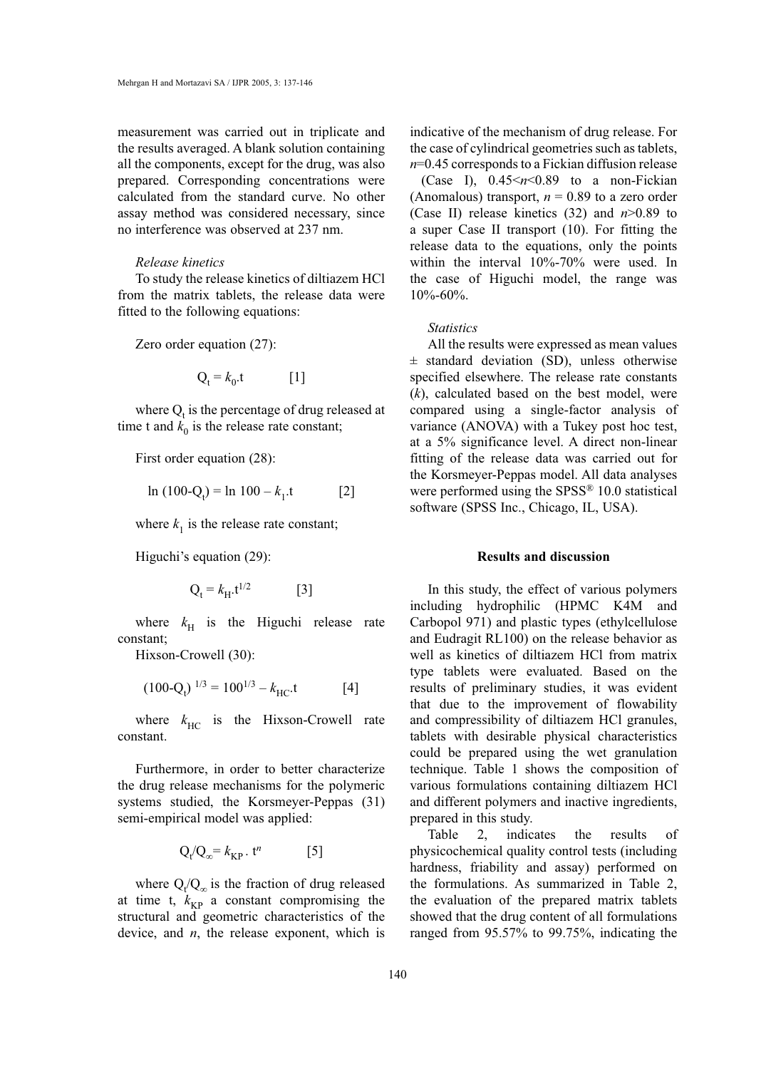measurement was carried out in triplicate and the results averaged. A blank solution containing all the components, except for the drug, was also prepared. Corresponding concentrations were calculated from the standard curve. No other assay method was considered necessary, since no interference was observed at 237 nm.

*Release kinetics*

To study the release kinetics of diltiazem HCl from the matrix tablets, the release data were fitted to the following equations:

Zero order equation (27):

$$Q_t = k_0.t \qquad [1]$$

where $Q_t$ is the percentage of drug released at time t and $k_0$ is the release rate constant;

First order equation (28):

$$\ln (100\text{-}Q_t) = \ln 100 - k_1.t \qquad [2]$$

where $k_1$ is the release rate constant;

Higuchi's equation (29):

$$Q_t = k_H.t^{1/2} \qquad [3]$$

where $k_H$ is the Higuchi release rate constant;

Hixson-Crowell (30):

$$(100\text{-}Q_t)^{1/3} = 100^{1/3} - k_{HC}.t \qquad [4]$$

where $k_{HC}$ is the Hixson-Crowell rate constant.

Furthermore, in order to better characterize the drug release mechanisms for the polymeric systems studied, the Korsmeyer-Peppas (31) semi-empirical model was applied:

$$Q_t/Q_\infty = k_{KP} \, . \, t^n \qquad [5]$$

where $Q_t/Q_\infty$ is the fraction of drug released at time t, $k_{KP}$ a constant compromising the structural and geometric characteristics of the device, and $n$, the release exponent, which is indicative of the mechanism of drug release. For the case of cylindrical geometries such as tablets, $n$=0.45 corresponds to a Fickian diffusion release (Case I), 0.45<$n$<0.89 to a non-Fickian (Anomalous) transport, $n$ = 0.89 to a zero order (Case II) release kinetics (32) and $n$>0.89 to a super Case II transport (10). For fitting the release data to the equations, only the points within the interval 10%-70% were used. In the case of Higuchi model, the range was 10%-60%.

*Statistics*

All the results were expressed as mean values ± standard deviation (SD), unless otherwise specified elsewhere. The release rate constants ($k$), calculated based on the best model, were compared using a single-factor analysis of variance (ANOVA) with a Tukey post hoc test, at a 5% significance level. A direct non-linear fitting of the release data was carried out for the Korsmeyer-Peppas model. All data analyses were performed using the SPSS® 10.0 statistical software (SPSS Inc., Chicago, IL, USA).

## Results and discussion

In this study, the effect of various polymers including hydrophilic (HPMC K4M and Carbopol 971) and plastic types (ethylcellulose and Eudragit RL100) on the release behavior as well as kinetics of diltiazem HCl from matrix type tablets were evaluated. Based on the results of preliminary studies, it was evident that due to the improvement of flowability and compressibility of diltiazem HCl granules, tablets with desirable physical characteristics could be prepared using the wet granulation technique. Table 1 shows the composition of various formulations containing diltiazem HCl and different polymers and inactive ingredients, prepared in this study.

Table 2, indicates the results of physicochemical quality control tests (including hardness, friability and assay) performed on the formulations. As summarized in Table 2, the evaluation of the prepared matrix tablets showed that the drug content of all formulations ranged from 95.57% to 99.75%, indicating the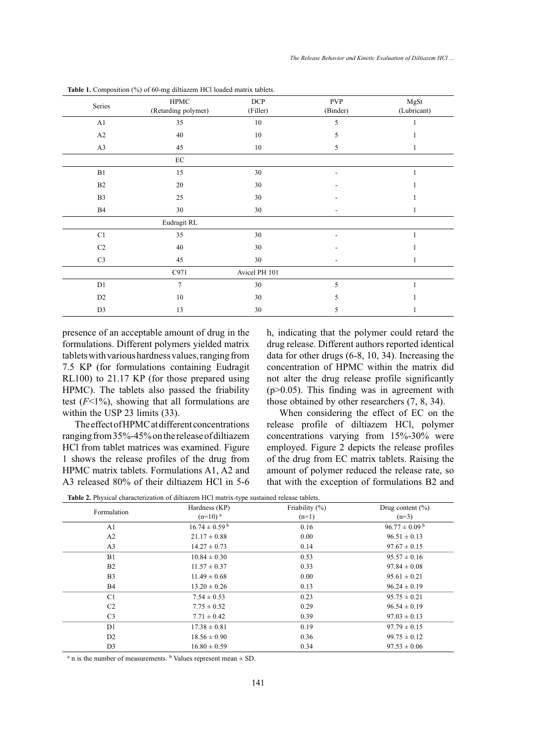**Table 1.** Composition (%) of 60-mg diltiazem HCl loaded matrix tablets.

| Series | HPMC (Retarding polymer) | DCP (Filler) | PVP (Binder) | MgSt (Lubricant) |
|---|---|---|---|---|
| A1 | 35 | 10 | 5 | 1 |
| A2 | 40 | 10 | 5 | 1 |
| A3 | 45 | 10 | 5 | 1 |
| | EC | | | |
| B1 | 15 | 30 | - | 1 |
| B2 | 20 | 30 | - | 1 |
| B3 | 25 | 30 | - | 1 |
| B4 | 30 | 30 | - | 1 |
| | Eudragit RL | | | |
| C1 | 35 | 30 | - | 1 |
| C2 | 40 | 30 | - | 1 |
| C3 | 45 | 30 | - | 1 |
| | C971 | Avicel PH 101 | | |
| D1 | 7 | 30 | 5 | 1 |
| D2 | 10 | 30 | 5 | 1 |
| D3 | 13 | 30 | 5 | 1 |

presence of an acceptable amount of drug in the formulations. Different polymers yielded matrix tablets with various hardness values, ranging from 7.5 KP (for formulations containing Eudragit RL100) to 21.17 KP (for those prepared using HPMC). The tablets also passed the friability test ($F$<1%), showing that all formulations are within the USP 23 limits (33).

The effect of HPMC at different concentrations ranging from 35%-45% on the release of diltiazem HCl from tablet matrices was examined. Figure 1 shows the release profiles of the drug from HPMC matrix tablets. Formulations A1, A2 and A3 released 80% of their diltiazem HCl in 5-6 h, indicating that the polymer could retard the drug release. Different authors reported identical data for other drugs (6-8, 10, 34). Increasing the concentration of HPMC within the matrix did not alter the drug release profile significantly ($p$>0.05). This finding was in agreement with those obtained by other researchers (7, 8, 34).

When considering the effect of EC on the release profile of diltiazem HCl, polymer concentrations varying from 15%-30% were employed. Figure 2 depicts the release profiles of the drug from EC matrix tablets. Raising the amount of polymer reduced the release rate, so that with the exception of formulations B2 and

**Table 2.** Physical characterization of diltiazem HCl matrix-type sustained release tablets.

| Formulation | Hardness (KP) (n=10) [a] | Friability (%) (n=1) | Drug content (%) (n=3) |
|---|---|---|---|
| A1 | 16.74 ± 0.59 [b] | 0.16 | 96.77 ± 0.09 [b] |
| A2 | 21.17 ± 0.88 | 0.00 | 96.51 ± 0.13 |
| A3 | 14.27 ± 0.73 | 0.14 | 97.67 ± 0.15 |
| B1 | 10.84 ± 0.30 | 0.53 | 95.57 ± 0.16 |
| B2 | 11.57 ± 0.37 | 0.33 | 97.84 ± 0.08 |
| B3 | 11.49 ± 0.68 | 0.00 | 95.61 ± 0.21 |
| B4 | 13.20 ± 0.26 | 0.13 | 96.24 ± 0.19 |
| C1 | 7.54 ± 0.53 | 0.23 | 95.75 ± 0.21 |
| C2 | 7.75 ± 0.52 | 0.29 | 96.54 ± 0.19 |
| C3 | 7.71 ± 0.42 | 0.39 | 97.03 ± 0.13 |
| D1 | 17.38 ± 0.81 | 0.19 | 97.79 ± 0.15 |
| D2 | 18.56 ± 0.90 | 0.36 | 99.75 ± 0.12 |
| D3 | 16.80 ± 0.59 | 0.34 | 97.53 ± 0.06 |

[a] n is the number of measurements. [b] Values represent mean ± SD.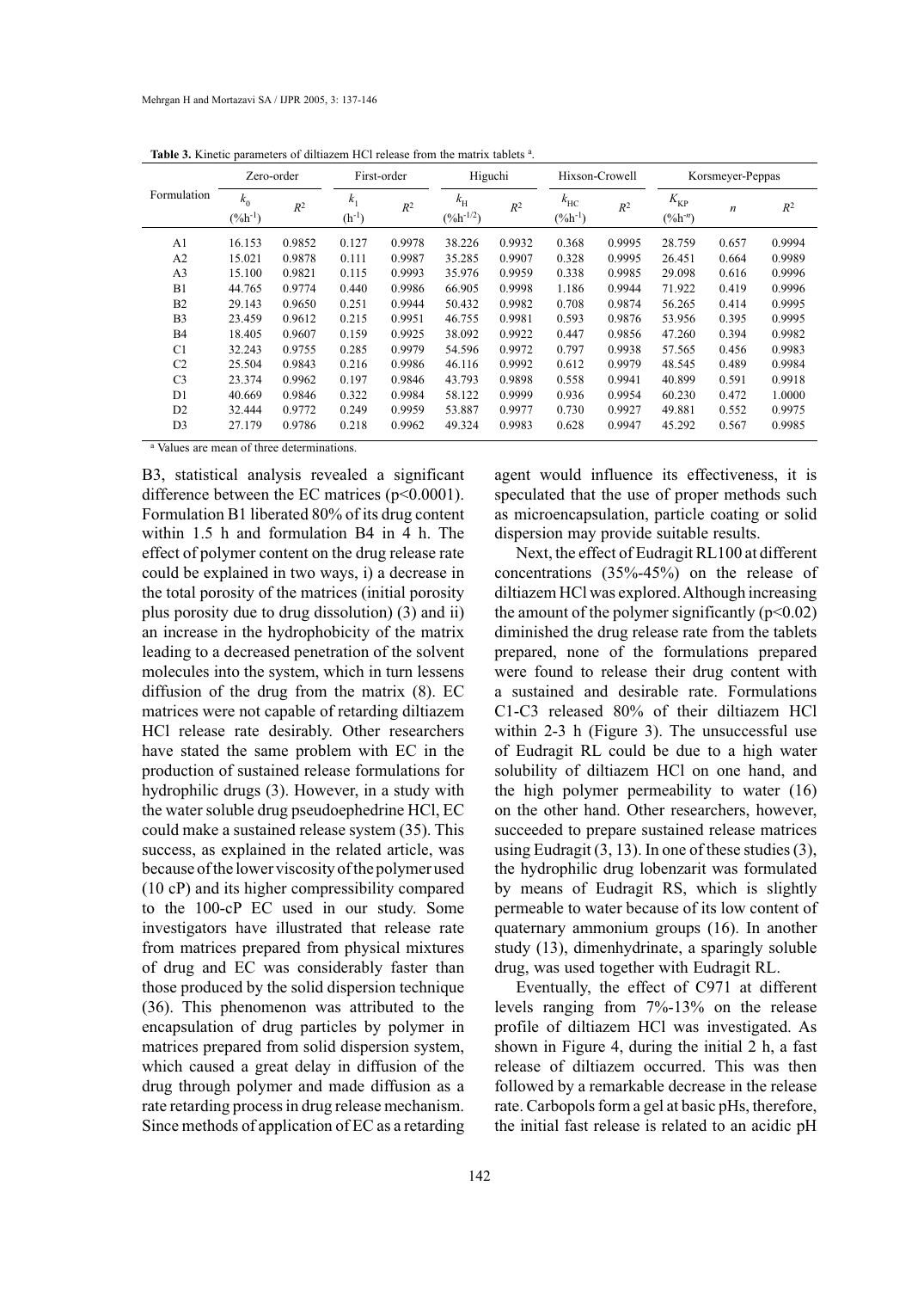**Table 3.** Kinetic parameters of diltiazem HCl release from the matrix tablets [a].

| Formulation | Zero-order | | First-order | | Higuchi | | Hixson-Crowell | | Korsmeyer-Peppas | | |
|---|---|---|---|---|---|---|---|---|---|---|---|
| | $k_0$ ($\%h^{-1}$) | $R^2$ | $k_1$ ($h^{-1}$) | $R^2$ | $k_H$ ($\%h^{-1/2}$) | $R^2$ | $k_{HC}$ ($\%h^{-1}$) | $R^2$ | $K_{KP}$ ($\%h^{-n}$) | $n$ | $R^2$ |
| A1 | 16.153 | 0.9852 | 0.127 | 0.9978 | 38.226 | 0.9932 | 0.368 | 0.9995 | 28.759 | 0.657 | 0.9994 |
| A2 | 15.021 | 0.9878 | 0.111 | 0.9987 | 35.285 | 0.9907 | 0.328 | 0.9995 | 26.451 | 0.664 | 0.9989 |
| A3 | 15.100 | 0.9821 | 0.115 | 0.9993 | 35.976 | 0.9959 | 0.338 | 0.9985 | 29.098 | 0.616 | 0.9996 |
| B1 | 44.765 | 0.9774 | 0.440 | 0.9986 | 66.905 | 0.9998 | 1.186 | 0.9944 | 71.922 | 0.419 | 0.9996 |
| B2 | 29.143 | 0.9650 | 0.251 | 0.9944 | 50.432 | 0.9982 | 0.708 | 0.9874 | 56.265 | 0.414 | 0.9995 |
| B3 | 23.459 | 0.9612 | 0.215 | 0.9951 | 46.755 | 0.9981 | 0.593 | 0.9876 | 53.956 | 0.395 | 0.9995 |
| B4 | 18.405 | 0.9607 | 0.159 | 0.9925 | 38.092 | 0.9922 | 0.447 | 0.9856 | 47.260 | 0.394 | 0.9982 |
| C1 | 32.243 | 0.9755 | 0.285 | 0.9979 | 54.596 | 0.9972 | 0.797 | 0.9938 | 57.565 | 0.456 | 0.9983 |
| C2 | 25.504 | 0.9843 | 0.216 | 0.9986 | 46.116 | 0.9992 | 0.612 | 0.9979 | 48.545 | 0.489 | 0.9984 |
| C3 | 23.374 | 0.9962 | 0.197 | 0.9846 | 43.793 | 0.9898 | 0.558 | 0.9941 | 40.899 | 0.591 | 0.9918 |
| D1 | 40.669 | 0.9846 | 0.322 | 0.9984 | 58.122 | 0.9999 | 0.936 | 0.9954 | 60.230 | 0.472 | 1.0000 |
| D2 | 32.444 | 0.9772 | 0.249 | 0.9959 | 53.887 | 0.9977 | 0.730 | 0.9927 | 49.881 | 0.552 | 0.9975 |
| D3 | 27.179 | 0.9786 | 0.218 | 0.9962 | 49.324 | 0.9983 | 0.628 | 0.9947 | 45.292 | 0.567 | 0.9985 |

[a] Values are mean of three determinations.

B3, statistical analysis revealed a significant difference between the EC matrices ($p<0.0001$). Formulation B1 liberated 80% of its drug content within 1.5 h and formulation B4 in 4 h. The effect of polymer content on the drug release rate could be explained in two ways, i) a decrease in the total porosity of the matrices (initial porosity plus porosity due to drug dissolution) (3) and ii) an increase in the hydrophobicity of the matrix leading to a decreased penetration of the solvent molecules into the system, which in turn lessens diffusion of the drug from the matrix (8). EC matrices were not capable of retarding diltiazem HCl release rate desirably. Other researchers have stated the same problem with EC in the production of sustained release formulations for hydrophilic drugs (3). However, in a study with the water soluble drug pseudoephedrine HCl, EC could make a sustained release system (35). This success, as explained in the related article, was because of the lower viscosity of the polymer used (10 cP) and its higher compressibility compared to the 100-cP EC used in our study. Some investigators have illustrated that release rate from matrices prepared from physical mixtures of drug and EC was considerably faster than those produced by the solid dispersion technique (36). This phenomenon was attributed to the encapsulation of drug particles by polymer in matrices prepared from solid dispersion system, which caused a great delay in diffusion of the drug through polymer and made diffusion as a rate retarding process in drug release mechanism. Since methods of application of EC as a retarding agent would influence its effectiveness, it is speculated that the use of proper methods such as microencapsulation, particle coating or solid dispersion may provide suitable results.

Next, the effect of Eudragit RL100 at different concentrations (35%-45%) on the release of diltiazem HCl was explored. Although increasing the amount of the polymer significantly ($p<0.02$) diminished the drug release rate from the tablets prepared, none of the formulations prepared were found to release their drug content with a sustained and desirable rate. Formulations C1-C3 released 80% of their diltiazem HCl within 2-3 h (Figure 3). The unsuccessful use of Eudragit RL could be due to a high water solubility of diltiazem HCl on one hand, and the high polymer permeability to water (16) on the other hand. Other researchers, however, succeeded to prepare sustained release matrices using Eudragit (3, 13). In one of these studies (3), the hydrophilic drug lobenzarit was formulated by means of Eudragit RS, which is slightly permeable to water because of its low content of quaternary ammonium groups (16). In another study (13), dimenhydrinate, a sparingly soluble drug, was used together with Eudragit RL.

Eventually, the effect of C971 at different levels ranging from 7%-13% on the release profile of diltiazem HCl was investigated. As shown in Figure 4, during the initial 2 h, a fast release of diltiazem occurred. This was then followed by a remarkable decrease in the release rate. Carbopols form a gel at basic pHs, therefore, the initial fast release is related to an acidic pH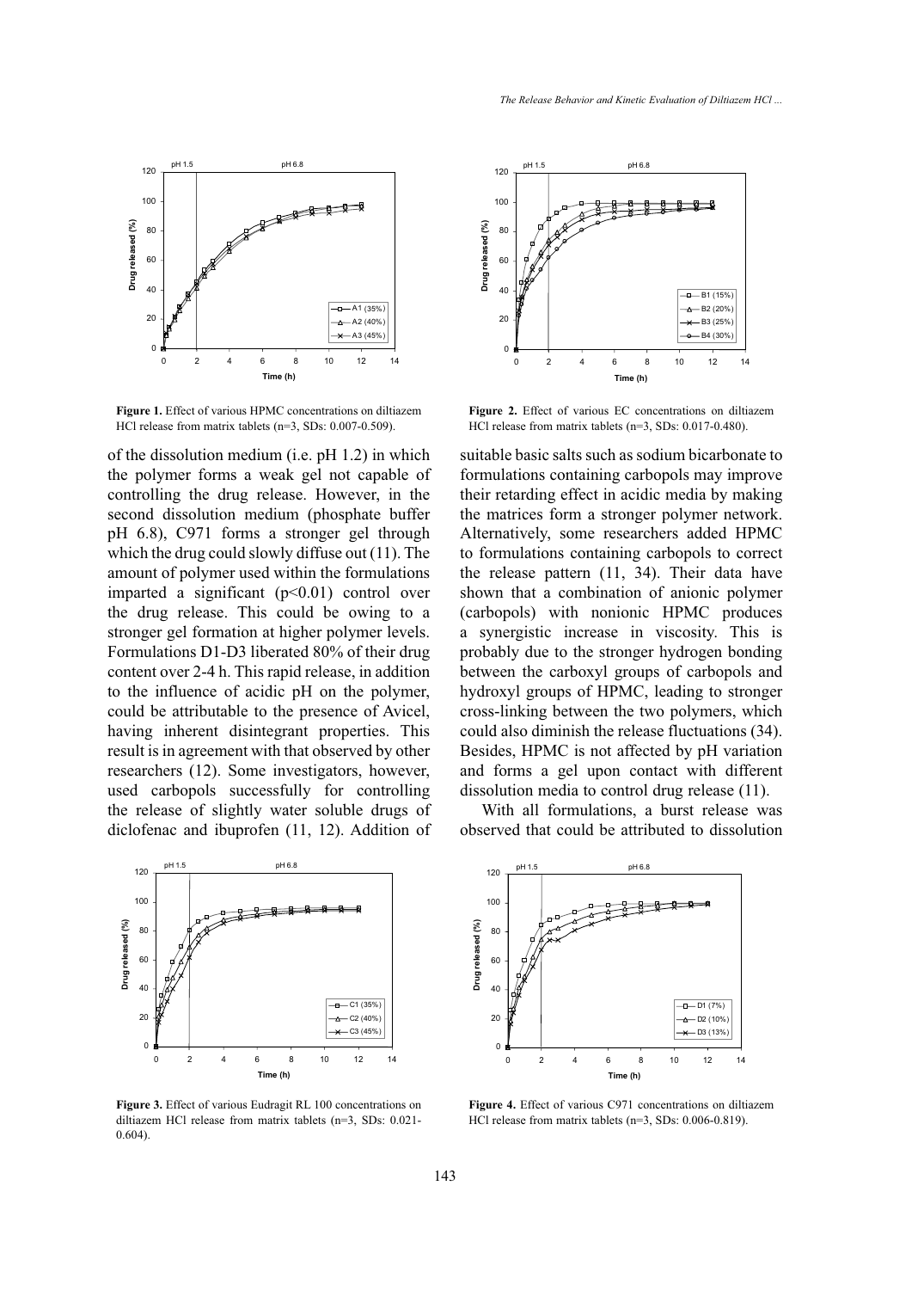Figure 1. Effect of various HPMC concentrations on diltiazem HCl release from matrix tablets (n=3, SDs: 0.007-0.509).

Figure 2. Effect of various EC concentrations on diltiazem HCl release from matrix tablets (n=3, SDs: 0.017-0.480).

of the dissolution medium (i.e. pH 1.2) in which the polymer forms a weak gel not capable of controlling the drug release. However, in the second dissolution medium (phosphate buffer pH 6.8), C971 forms a stronger gel through which the drug could slowly diffuse out (11). The amount of polymer used within the formulations imparted a significant ($p<0.01$) control over the drug release. This could be owing to a stronger gel formation at higher polymer levels. Formulations D1-D3 liberated 80% of their drug content over 2-4 h. This rapid release, in addition to the influence of acidic pH on the polymer, could be attributable to the presence of Avicel, having inherent disintegrant properties. This result is in agreement with that observed by other researchers (12). Some investigators, however, used carbopols successfully for controlling the release of slightly water soluble drugs of diclofenac and ibuprofen (11, 12). Addition of suitable basic salts such as sodium bicarbonate to formulations containing carbopols may improve their retarding effect in acidic media by making the matrices form a stronger polymer network. Alternatively, some researchers added HPMC to formulations containing carbopols to correct the release pattern (11, 34). Their data have shown that a combination of anionic polymer (carbopols) with nonionic HPMC produces a synergistic increase in viscosity. This is probably due to the stronger hydrogen bonding between the carboxyl groups of carbopols and hydroxyl groups of HPMC, leading to stronger cross-linking between the two polymers, which could also diminish the release fluctuations (34). Besides, HPMC is not affected by pH variation and forms a gel upon contact with different dissolution media to control drug release (11).

With all formulations, a burst release was observed that could be attributed to dissolution

Figure 3. Effect of various Eudragit RL 100 concentrations on diltiazem HCl release from matrix tablets (n=3, SDs: 0.021-0.604).

Figure 4. Effect of various C971 concentrations on diltiazem HCl release from matrix tablets (n=3, SDs: 0.006-0.819).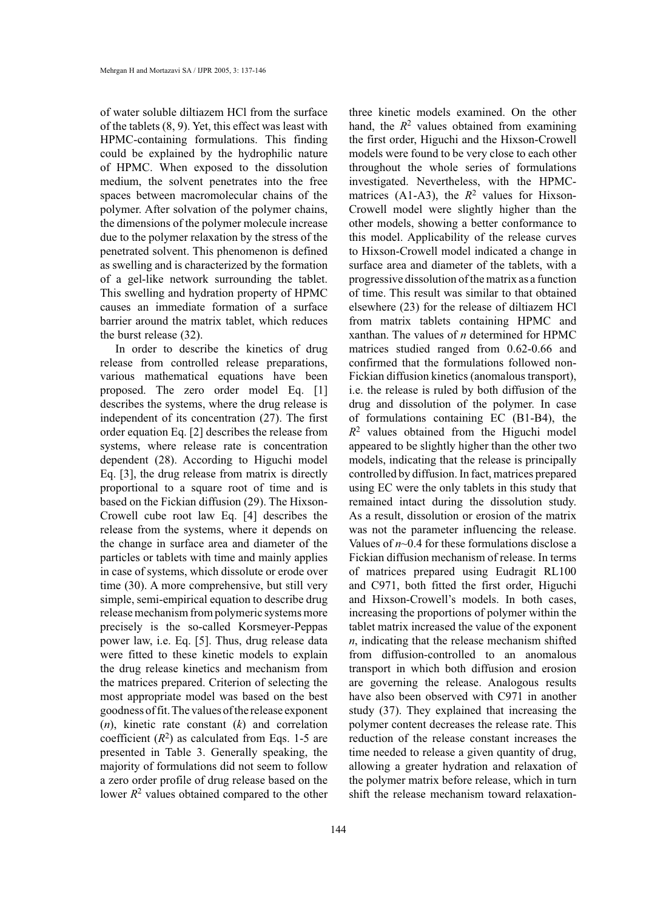of water soluble diltiazem HCl from the surface of the tablets (8, 9). Yet, this effect was least with HPMC-containing formulations. This finding could be explained by the hydrophilic nature of HPMC. When exposed to the dissolution medium, the solvent penetrates into the free spaces between macromolecular chains of the polymer. After solvation of the polymer chains, the dimensions of the polymer molecule increase due to the polymer relaxation by the stress of the penetrated solvent. This phenomenon is defined as swelling and is characterized by the formation of a gel-like network surrounding the tablet. This swelling and hydration property of HPMC causes an immediate formation of a surface barrier around the matrix tablet, which reduces the burst release (32).

In order to describe the kinetics of drug release from controlled release preparations, various mathematical equations have been proposed. The zero order model Eq. [1] describes the systems, where the drug release is independent of its concentration (27). The first order equation Eq. [2] describes the release from systems, where release rate is concentration dependent (28). According to Higuchi model Eq. [3], the drug release from matrix is directly proportional to a square root of time and is based on the Fickian diffusion (29). The Hixson-Crowell cube root law Eq. [4] describes the release from the systems, where it depends on the change in surface area and diameter of the particles or tablets with time and mainly applies in case of systems, which dissolute or erode over time (30). A more comprehensive, but still very simple, semi-empirical equation to describe drug release mechanism from polymeric systems more precisely is the so-called Korsmeyer-Peppas power law, i.e. Eq. [5]. Thus, drug release data were fitted to these kinetic models to explain the drug release kinetics and mechanism from the matrices prepared. Criterion of selecting the most appropriate model was based on the best goodness of fit. The values of the release exponent ($n$), kinetic rate constant ($k$) and correlation coefficient ($R^2$) as calculated from Eqs. 1-5 are presented in Table 3. Generally speaking, the majority of formulations did not seem to follow a zero order profile of drug release based on the lower $R^2$ values obtained compared to the other three kinetic models examined. On the other hand, the $R^2$ values obtained from examining the first order, Higuchi and the Hixson-Crowell models were found to be very close to each other throughout the whole series of formulations investigated. Nevertheless, with the HPMC-matrices (A1-A3), the $R^2$ values for Hixson-Crowell model were slightly higher than the other models, showing a better conformance to this model. Applicability of the release curves to Hixson-Crowell model indicated a change in surface area and diameter of the tablets, with a progressive dissolution of the matrix as a function of time. This result was similar to that obtained elsewhere (23) for the release of diltiazem HCl from matrix tablets containing HPMC and xanthan. The values of $n$ determined for HPMC matrices studied ranged from 0.62-0.66 and confirmed that the formulations followed non-Fickian diffusion kinetics (anomalous transport), i.e. the release is ruled by both diffusion of the drug and dissolution of the polymer. In case of formulations containing EC (B1-B4), the $R^2$ values obtained from the Higuchi model appeared to be slightly higher than the other two models, indicating that the release is principally controlled by diffusion. In fact, matrices prepared using EC were the only tablets in this study that remained intact during the dissolution study. As a result, dissolution or erosion of the matrix was not the parameter influencing the release. Values of $n \sim 0.4$ for these formulations disclose a Fickian diffusion mechanism of release. In terms of matrices prepared using Eudragit RL100 and C971, both fitted the first order, Higuchi and Hixson-Crowell's models. In both cases, increasing the proportions of polymer within the tablet matrix increased the value of the exponent $n$, indicating that the release mechanism shifted from diffusion-controlled to an anomalous transport in which both diffusion and erosion are governing the release. Analogous results have also been observed with C971 in another study (37). They explained that increasing the polymer content decreases the release rate. This reduction of the release constant increases the time needed to release a given quantity of drug, allowing a greater hydration and relaxation of the polymer matrix before release, which in turn shift the release mechanism toward relaxation-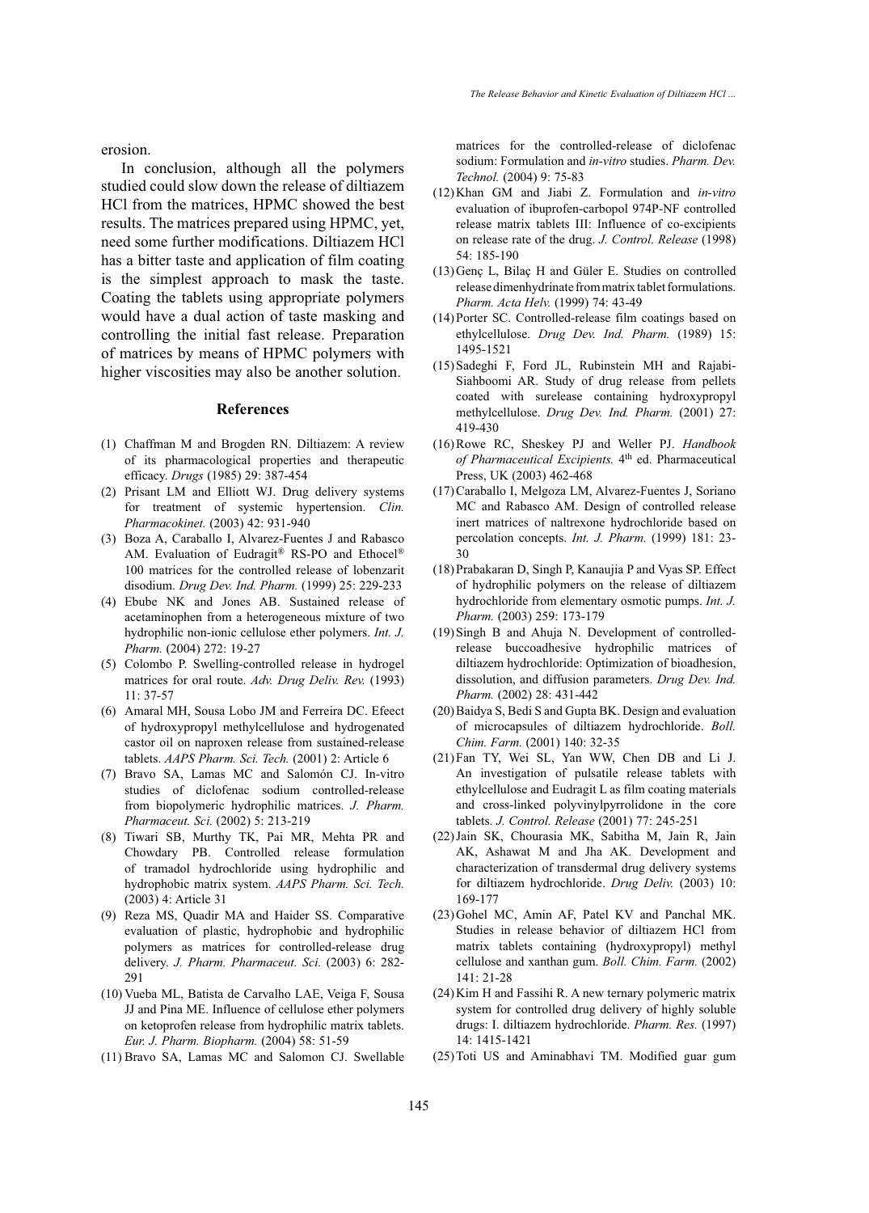erosion.

In conclusion, although all the polymers studied could slow down the release of diltiazem HCl from the matrices, HPMC showed the best results. The matrices prepared using HPMC, yet, need some further modifications. Diltiazem HCl has a bitter taste and application of film coating is the simplest approach to mask the taste. Coating the tablets using appropriate polymers would have a dual action of taste masking and controlling the initial fast release. Preparation of matrices by means of HPMC polymers with higher viscosities may also be another solution.

## References

(1) Chaffman M and Brogden RN. Diltiazem: A review of its pharmacological properties and therapeutic efficacy. *Drugs* (1985) 29: 387-454

(2) Prisant LM and Elliott WJ. Drug delivery systems for treatment of systemic hypertension. *Clin. Pharmacokinet.* (2003) 42: 931-940

(3) Boza A, Caraballo I, Alvarez-Fuentes J and Rabasco AM. Evaluation of Eudragit® RS-PO and Ethocel® 100 matrices for the controlled release of lobenzarit disodium. *Drug Dev. Ind. Pharm.* (1999) 25: 229-233

(4) Ebube NK and Jones AB. Sustained release of acetaminophen from a heterogeneous mixture of two hydrophilic non-ionic cellulose ether polymers. *Int. J. Pharm.* (2004) 272: 19-27

(5) Colombo P. Swelling-controlled release in hydrogel matrices for oral route. *Adv. Drug Deliv. Rev.* (1993) 11: 37-57

(6) Amaral MH, Sousa Lobo JM and Ferreira DC. Efeect of hydroxypropyl methylcellulose and hydrogenated castor oil on naproxen release from sustained-release tablets. *AAPS Pharm. Sci. Tech.* (2001) 2: Article 6

(7) Bravo SA, Lamas MC and Salomón CJ. In-vitro studies of diclofenac sodium controlled-release from biopolymeric hydrophilic matrices. *J. Pharm. Pharmaceut. Sci.* (2002) 5: 213-219

(8) Tiwari SB, Murthy TK, Pai MR, Mehta PR and Chowdary PB. Controlled release formulation of tramadol hydrochloride using hydrophilic and hydrophobic matrix system. *AAPS Pharm. Sci. Tech.* (2003) 4: Article 31

(9) Reza MS, Quadir MA and Haider SS. Comparative evaluation of plastic, hydrophobic and hydrophilic polymers as matrices for controlled-release drug delivery. *J. Pharm. Pharmaceut. Sci.* (2003) 6: 282-291

(10) Vueba ML, Batista de Carvalho LAE, Veiga F, Sousa JJ and Pina ME. Influence of cellulose ether polymers on ketoprofen release from hydrophilic matrix tablets. *Eur. J. Pharm. Biopharm.* (2004) 58: 51-59

(11) Bravo SA, Lamas MC and Salomon CJ. Swellable matrices for the controlled-release of diclofenac sodium: Formulation and *in-vitro* studies. *Pharm. Dev. Technol.* (2004) 9: 75-83

(12) Khan GM and Jiabi Z. Formulation and *in-vitro* evaluation of ibuprofen-carbopol 974P-NF controlled release matrix tablets III: Influence of co-excipients on release rate of the drug. *J. Control. Release* (1998) 54: 185-190

(13) Genç L, Bilaç H and Güler E. Studies on controlled release dimenhydrinate from matrix tablet formulations. *Pharm. Acta Helv.* (1999) 74: 43-49

(14) Porter SC. Controlled-release film coatings based on ethylcellulose. *Drug Dev. Ind. Pharm.* (1989) 15: 1495-1521

(15) Sadeghi F, Ford JL, Rubinstein MH and Rajabi-Siahboomi AR. Study of drug release from pellets coated with surelease containing hydroxypropyl methylcellulose. *Drug Dev. Ind. Pharm.* (2001) 27: 419-430

(16) Rowe RC, Sheskey PJ and Weller PJ. *Handbook of Pharmaceutical Excipients.* 4th ed. Pharmaceutical Press, UK (2003) 462-468

(17) Caraballo I, Melgoza LM, Alvarez-Fuentes J, Soriano MC and Rabasco AM. Design of controlled release inert matrices of naltrexone hydrochloride based on percolation concepts. *Int. J. Pharm.* (1999) 181: 23-30

(18) Prabakaran D, Singh P, Kanaujia P and Vyas SP. Effect of hydrophilic polymers on the release of diltiazem hydrochloride from elementary osmotic pumps. *Int. J. Pharm.* (2003) 259: 173-179

(19) Singh B and Ahuja N. Development of controlled-release buccoadhesive hydrophilic matrices of diltiazem hydrochloride: Optimization of bioadhesion, dissolution, and diffusion parameters. *Drug Dev. Ind. Pharm.* (2002) 28: 431-442

(20) Baidya S, Bedi S and Gupta BK. Design and evaluation of microcapsules of diltiazem hydrochloride. *Boll. Chim. Farm.* (2001) 140: 32-35

(21) Fan TY, Wei SL, Yan WW, Chen DB and Li J. An investigation of pulsatile release tablets with ethylcellulose and Eudragit L as film coating materials and cross-linked polyvinylpyrrolidone in the core tablets. *J. Control. Release* (2001) 77: 245-251

(22) Jain SK, Chourasia MK, Sabitha M, Jain R, Jain AK, Ashawat M and Jha AK. Development and characterization of transdermal drug delivery systems for diltiazem hydrochloride. *Drug Deliv.* (2003) 10: 169-177

(23) Gohel MC, Amin AF, Patel KV and Panchal MK. Studies in release behavior of diltiazem HCl from matrix tablets containing (hydroxypropyl) methyl cellulose and xanthan gum. *Boll. Chim. Farm.* (2002) 141: 21-28

(24) Kim H and Fassihi R. A new ternary polymeric matrix system for controlled drug delivery of highly soluble drugs: I. diltiazem hydrochloride. *Pharm. Res.* (1997) 14: 1415-1421

(25) Toti US and Aminabhavi TM. Modified guar gum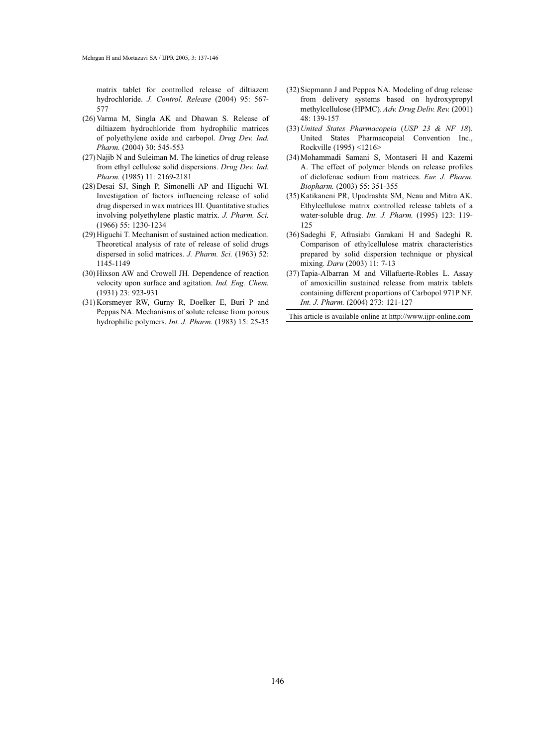matrix tablet for controlled release of diltiazem hydrochloride. *J. Control. Release* (2004) 95: 567-577

(26) Varma M, Singla AK and Dhawan S. Release of diltiazem hydrochloride from hydrophilic matrices of polyethylene oxide and carbopol. *Drug Dev. Ind. Pharm.* (2004) 30: 545-553

(27) Najib N and Suleiman M. The kinetics of drug release from ethyl cellulose solid dispersions. *Drug Dev. Ind. Pharm.* (1985) 11: 2169-2181

(28) Desai SJ, Singh P, Simonelli AP and Higuchi WI. Investigation of factors influencing release of solid drug dispersed in wax matrices III. Quantitative studies involving polyethylene plastic matrix. *J. Pharm. Sci.* (1966) 55: 1230-1234

(29) Higuchi T. Mechanism of sustained action medication. Theoretical analysis of rate of release of solid drugs dispersed in solid matrices. *J. Pharm. Sci.* (1963) 52: 1145-1149

(30) Hixson AW and Crowell JH. Dependence of reaction velocity upon surface and agitation. *Ind. Eng. Chem.* (1931) 23: 923-931

(31) Korsmeyer RW, Gurny R, Doelker E, Buri P and Peppas NA. Mechanisms of solute release from porous hydrophilic polymers. *Int. J. Pharm.* (1983) 15: 25-35

(32) Siepmann J and Peppas NA. Modeling of drug release from delivery systems based on hydroxypropyl methylcellulose (HPMC). *Adv. Drug Deliv. Rev.* (2001) 48: 139-157

(33) *United States Pharmacopeia* (*USP 23 & NF 18*). United States Pharmacopeial Convention Inc., Rockville (1995) <1216>

(34) Mohammadi Samani S, Montaseri H and Kazemi A. The effect of polymer blends on release profiles of diclofenac sodium from matrices. *Eur. J. Pharm. Biopharm.* (2003) 55: 351-355

(35) Katikaneni PR, Upadrashta SM, Neau and Mitra AK. Ethylcellulose matrix controlled release tablets of a water-soluble drug. *Int. J. Pharm.* (1995) 123: 119-125

(36) Sadeghi F, Afrasiabi Garakani H and Sadeghi R. Comparison of ethylcellulose matrix characteristics prepared by solid dispersion technique or physical mixing. *Daru* (2003) 11: 7-13

(37) Tapia-Albarran M and Villafuerte-Robles L. Assay of amoxicillin sustained release from matrix tablets containing different proportions of Carbopol 971P NF. *Int. J. Pharm.* (2004) 273: 121-127

This article is available online at http://www.ijpr-online.com